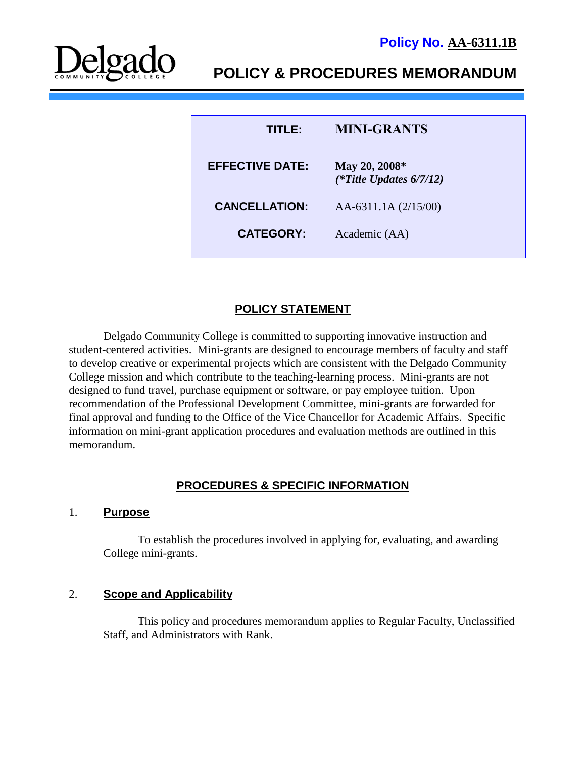**Policy No. AA-6311.1B**

Delgado Community College

# POLICY & PROCEDURES MEMORANDUM

| | |
|---|---|
| **TITLE:** | **MINI-GRANTS** |
| **EFFECTIVE DATE:** | **May 20, 2008*** ***(*Title Updates 6/7/12)*** |
| **CANCELLATION:** | AA-6311.1A (2/15/00) |
| **CATEGORY:** | Academic (AA) |

## POLICY STATEMENT

Delgado Community College is committed to supporting innovative instruction and student-centered activities. Mini-grants are designed to encourage members of faculty and staff to develop creative or experimental projects which are consistent with the Delgado Community College mission and which contribute to the teaching-learning process. Mini-grants are not designed to fund travel, purchase equipment or software, or pay employee tuition. Upon recommendation of the Professional Development Committee, mini-grants are forwarded for final approval and funding to the Office of the Vice Chancellor for Academic Affairs. Specific information on mini-grant application procedures and evaluation methods are outlined in this memorandum.

## PROCEDURES & SPECIFIC INFORMATION

### 1. Purpose

To establish the procedures involved in applying for, evaluating, and awarding College mini-grants.

### 2. Scope and Applicability

This policy and procedures memorandum applies to Regular Faculty, Unclassified Staff, and Administrators with Rank.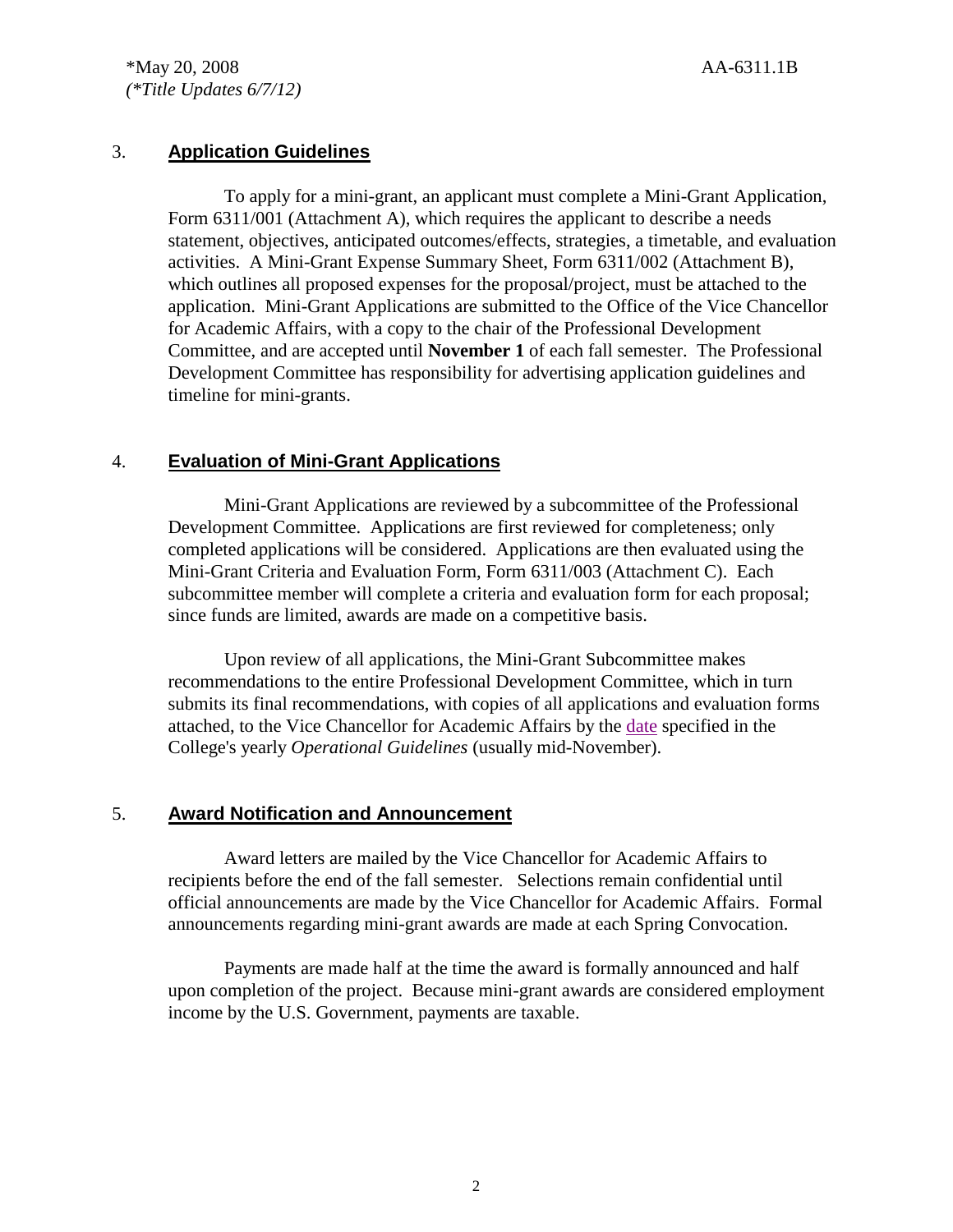## 3. Application Guidelines

To apply for a mini-grant, an applicant must complete a Mini-Grant Application, Form 6311/001 (Attachment A), which requires the applicant to describe a needs statement, objectives, anticipated outcomes/effects, strategies, a timetable, and evaluation activities. A Mini-Grant Expense Summary Sheet, Form 6311/002 (Attachment B), which outlines all proposed expenses for the proposal/project, must be attached to the application. Mini-Grant Applications are submitted to the Office of the Vice Chancellor for Academic Affairs, with a copy to the chair of the Professional Development Committee, and are accepted until **November 1** of each fall semester. The Professional Development Committee has responsibility for advertising application guidelines and timeline for mini-grants.

## 4. Evaluation of Mini-Grant Applications

Mini-Grant Applications are reviewed by a subcommittee of the Professional Development Committee. Applications are first reviewed for completeness; only completed applications will be considered. Applications are then evaluated using the Mini-Grant Criteria and Evaluation Form, Form 6311/003 (Attachment C). Each subcommittee member will complete a criteria and evaluation form for each proposal; since funds are limited, awards are made on a competitive basis.

Upon review of all applications, the Mini-Grant Subcommittee makes recommendations to the entire Professional Development Committee, which in turn submits its final recommendations, with copies of all applications and evaluation forms attached, to the Vice Chancellor for Academic Affairs by the date specified in the College's yearly *Operational Guidelines* (usually mid-November).

## 5. Award Notification and Announcement

Award letters are mailed by the Vice Chancellor for Academic Affairs to recipients before the end of the fall semester. Selections remain confidential until official announcements are made by the Vice Chancellor for Academic Affairs. Formal announcements regarding mini-grant awards are made at each Spring Convocation.

Payments are made half at the time the award is formally announced and half upon completion of the project. Because mini-grant awards are considered employment income by the U.S. Government, payments are taxable.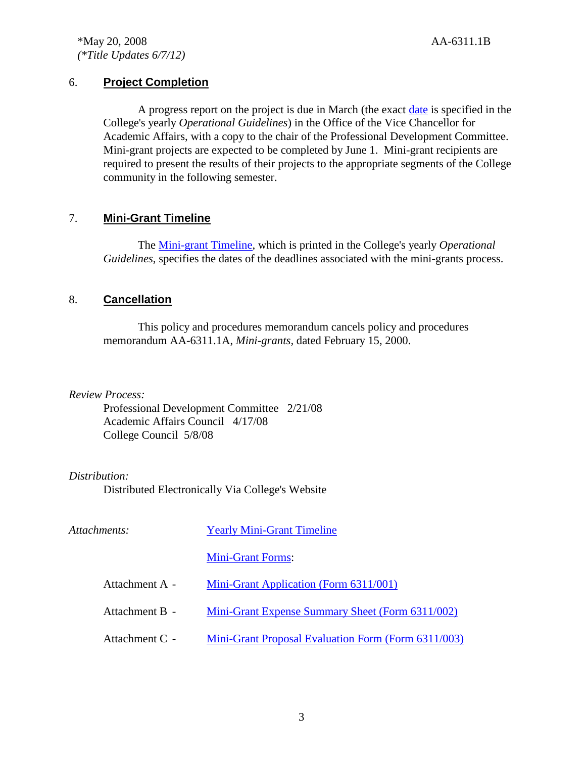## 6. Project Completion

A progress report on the project is due in March (the exact date is specified in the College's yearly *Operational Guidelines*) in the Office of the Vice Chancellor for Academic Affairs, with a copy to the chair of the Professional Development Committee. Mini-grant projects are expected to be completed by June 1. Mini-grant recipients are required to present the results of their projects to the appropriate segments of the College community in the following semester.

## 7. Mini-Grant Timeline

The Mini-grant Timeline, which is printed in the College's yearly *Operational Guidelines*, specifies the dates of the deadlines associated with the mini-grants process.

## 8. Cancellation

This policy and procedures memorandum cancels policy and procedures memorandum AA-6311.1A, *Mini-grants*, dated February 15, 2000.

*Review Process:*

Professional Development Committee 2/21/08
Academic Affairs Council 4/17/08
College Council 5/8/08

*Distribution:*

Distributed Electronically Via College's Website

*Attachments:* Yearly Mini-Grant Timeline

Mini-Grant Forms:

Attachment A - Mini-Grant Application (Form 6311/001)

Attachment B - Mini-Grant Expense Summary Sheet (Form 6311/002)

Attachment C - Mini-Grant Proposal Evaluation Form (Form 6311/003)